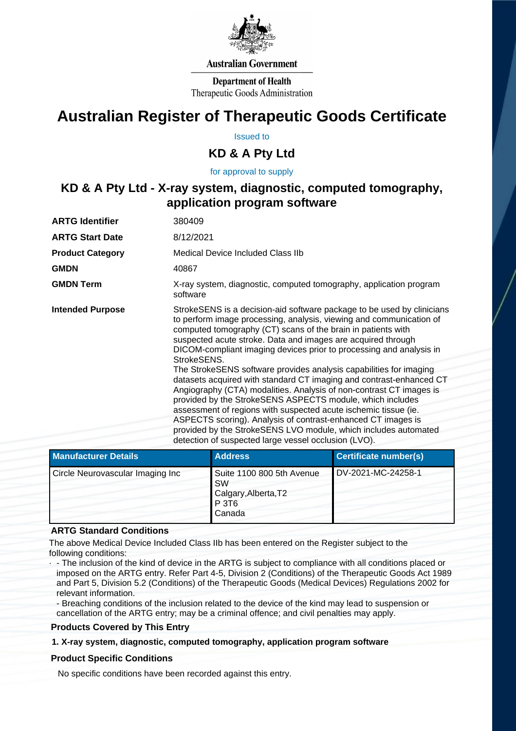Australian Government

Department of Health
Therapeutic Goods Administration

# Australian Register of Therapeutic Goods Certificate

Issued to

## KD & A Pty Ltd

for approval to supply

## KD & A Pty Ltd - X-ray system, diagnostic, computed tomography, application program software

| | |
|---|---|
| **ARTG Identifier** | 380409 |
| **ARTG Start Date** | 8/12/2021 |
| **Product Category** | Medical Device Included Class IIb |
| **GMDN** | 40867 |
| **GMDN Term** | X-ray system, diagnostic, computed tomography, application program software |
| **Intended Purpose** | StrokeSENS is a decision-aid software package to be used by clinicians to perform image processing, analysis, viewing and communication of computed tomography (CT) scans of the brain in patients with suspected acute stroke. Data and images are acquired through DICOM-compliant imaging devices prior to processing and analysis in StrokeSENS. The StrokeSENS software provides analysis capabilities for imaging datasets acquired with standard CT imaging and contrast-enhanced CT Angiography (CTA) modalities. Analysis of non-contrast CT images is provided by the StrokeSENS ASPECTS module, which includes assessment of regions with suspected acute ischemic tissue (ie. ASPECTS scoring). Analysis of contrast-enhanced CT images is provided by the StrokeSENS LVO module, which includes automated detection of suspected large vessel occlusion (LVO). |

| Manufacturer Details | Address | Certificate number(s) |
|---|---|---|
| Circle Neurovascular Imaging Inc | Suite 1100 800 5th Avenue SW Calgary,Alberta,T2 P 3T6 Canada | DV-2021-MC-24258-1 |

### ARTG Standard Conditions

The above Medical Device Included Class IIb has been entered on the Register subject to the following conditions:

- - The inclusion of the kind of device in the ARTG is subject to compliance with all conditions placed or imposed on the ARTG entry. Refer Part 4-5, Division 2 (Conditions) of the Therapeutic Goods Act 1989 and Part 5, Division 5.2 (Conditions) of the Therapeutic Goods (Medical Devices) Regulations 2002 for relevant information.
  - Breaching conditions of the inclusion related to the device of the kind may lead to suspension or cancellation of the ARTG entry; may be a criminal offence; and civil penalties may apply.

### Products Covered by This Entry

**1. X-ray system, diagnostic, computed tomography, application program software**

### Product Specific Conditions

No specific conditions have been recorded against this entry.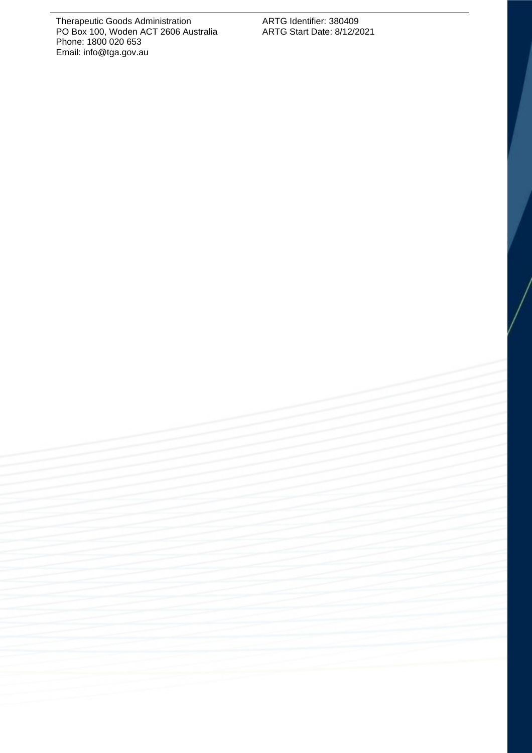Therapeutic Goods Administration
PO Box 100, Woden ACT 2606 Australia
Phone: 1800 020 653
Email: info@tga.gov.au

ARTG Identifier: 380409
ARTG Start Date: 8/12/2021